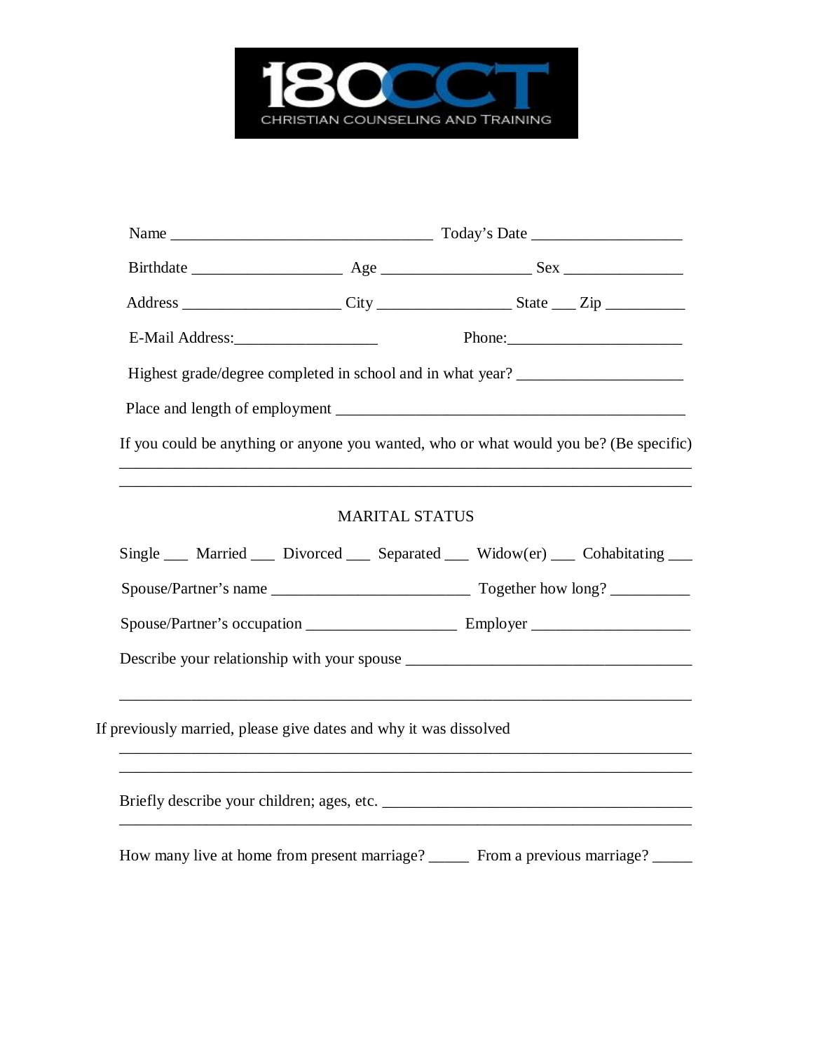**180CCT**

CHRISTIAN COUNSELING AND TRAINING

Name _________________________________ Today's Date __________________

Birthdate __________________ Age __________________ Sex _______________

Address ___________________ City ________________ State ___ Zip __________

E-Mail Address:_________________ Phone:_____________________

Highest grade/degree completed in school and in what year? ____________________

Place and length of employment ____________________________________________

If you could be anything or anyone you wanted, who or what would you be? (Be specific)
______________________________________________________________________
______________________________________________________________________

## MARITAL STATUS

Single ___ Married ___ Divorced ___ Separated ___ Widow(er) ___ Cohabitating ___

Spouse/Partner's name ________________________ Together how long? __________

Spouse/Partner's occupation __________________ Employer ____________________

Describe your relationship with your spouse ___________________________________

______________________________________________________________________

If previously married, please give dates and why it was dissolved
______________________________________________________________________
______________________________________________________________________

Briefly describe your children; ages, etc. ______________________________________
______________________________________________________________________

How many live at home from present marriage? _____ From a previous marriage? _____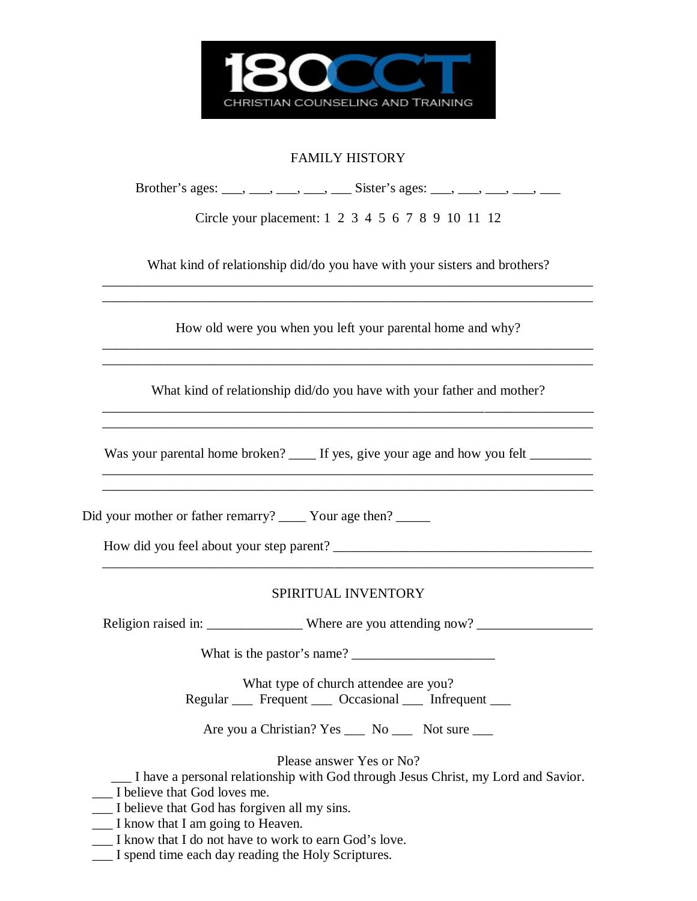180CCT

CHRISTIAN COUNSELING AND TRAINING

## FAMILY HISTORY

Brother's ages: ___, ___, ___, ___, ___ Sister's ages: ___, ___, ___, ___, ___

Circle your placement: 1 2 3 4 5 6 7 8 9 10 11 12

What kind of relationship did/do you have with your sisters and brothers?

___________________________________________________________________________

___________________________________________________________________________

How old were you when you left your parental home and why?

___________________________________________________________________________

___________________________________________________________________________

What kind of relationship did/do you have with your father and mother?

___________________________________________________________________________

___________________________________________________________________________

Was your parental home broken? ____ If yes, give your age and how you felt _________

___________________________________________________________________________

___________________________________________________________________________

Did your mother or father remarry? ____ Your age then? _____

How did you feel about your step parent? _______________________________________

___________________________________________________________________________

## SPIRITUAL INVENTORY

Religion raised in: ______________ Where are you attending now? _________________

What is the pastor's name? _____________________

What type of church attendee are you?
Regular ___ Frequent ___ Occasional ___ Infrequent ___

Are you a Christian? Yes ___ No ___ Not sure ___

Please answer Yes or No?

___ I have a personal relationship with God through Jesus Christ, my Lord and Savior.
___ I believe that God loves me.
___ I believe that God has forgiven all my sins.
___ I know that I am going to Heaven.
___ I know that I do not have to work to earn God's love.
___ I spend time each day reading the Holy Scriptures.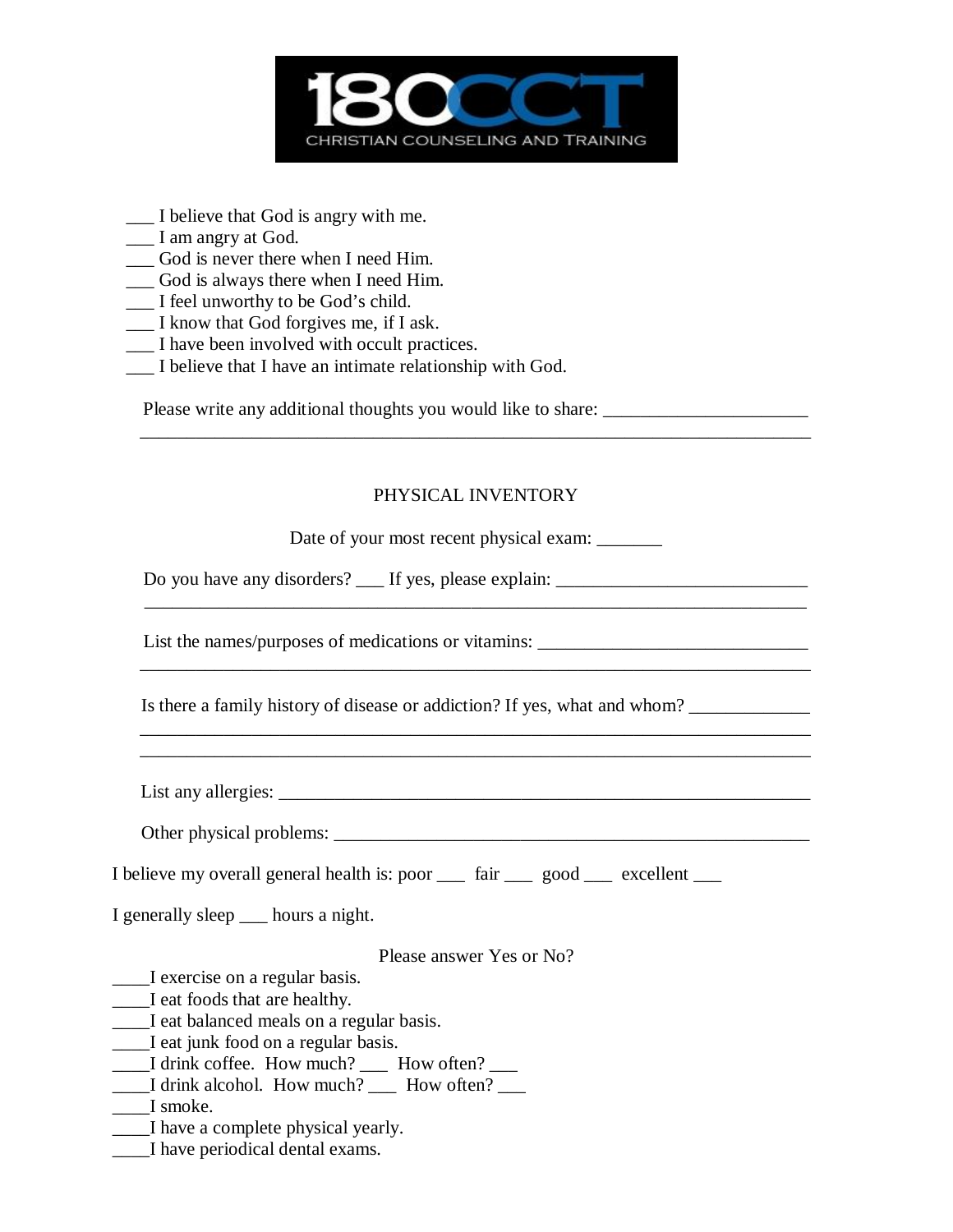___ I believe that God is angry with me.
___ I am angry at God.
___ God is never there when I need Him.
___ God is always there when I need Him.
___ I feel unworthy to be God's child.
___ I know that God forgives me, if I ask.
___ I have been involved with occult practices.
___ I believe that I have an intimate relationship with God.

Please write any additional thoughts you would like to share: ______________________
___________________________________________________________________________

## PHYSICAL INVENTORY

Date of your most recent physical exam: _______

Do you have any disorders? ___ If yes, please explain: ___________________________
___________________________________________________________________________

List the names/purposes of medications or vitamins: _____________________________
___________________________________________________________________________

Is there a family history of disease or addiction? If yes, what and whom? _____________
___________________________________________________________________________
___________________________________________________________________________

List any allergies: _________________________________________________________

Other physical problems: ____________________________________________________

I believe my overall general health is: poor ___ fair ___ good ___ excellent ___

I generally sleep ___ hours a night.

Please answer Yes or No?

____I exercise on a regular basis.
____I eat foods that are healthy.
____I eat balanced meals on a regular basis.
____I eat junk food on a regular basis.
____I drink coffee. How much? ___ How often? ___
____I drink alcohol. How much? ___ How often? ___
____I smoke.
____I have a complete physical yearly.
____I have periodical dental exams.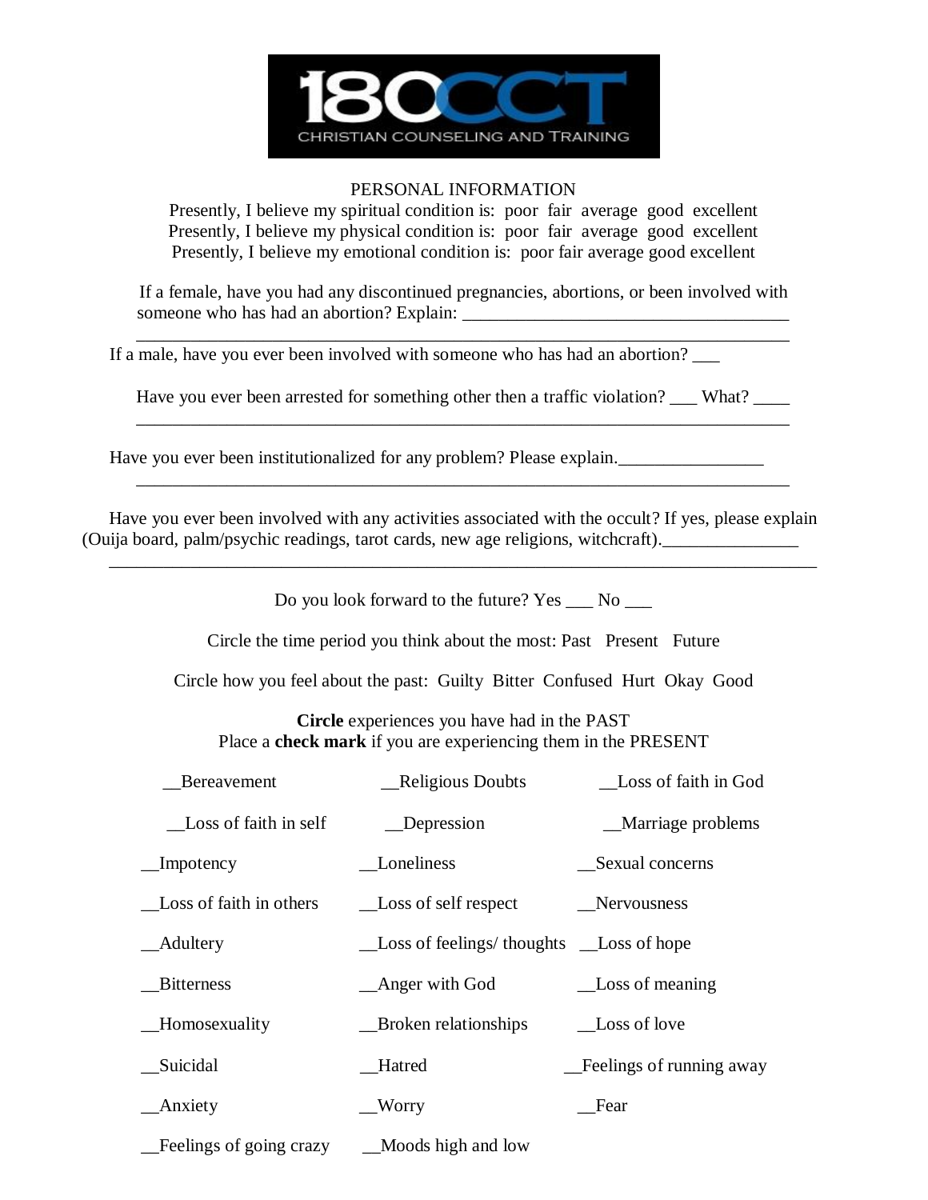180CCT
CHRISTIAN COUNSELING AND TRAINING

PERSONAL INFORMATION

Presently, I believe my spiritual condition is: poor fair average good excellent
Presently, I believe my physical condition is: poor fair average good excellent
Presently, I believe my emotional condition is: poor fair average good excellent

If a female, have you had any discontinued pregnancies, abortions, or been involved with someone who has had an abortion? Explain: ____________________________________
______________________________________________________________________

If a male, have you ever been involved with someone who has had an abortion? ___

Have you ever been arrested for something other then a traffic violation? ___ What? ____
______________________________________________________________________

Have you ever been institutionalized for any problem? Please explain.________________
______________________________________________________________________

Have you ever been involved with any activities associated with the occult? If yes, please explain (Ouija board, palm/psychic readings, tarot cards, new age religions, witchcraft)._______________
______________________________________________________________________

Do you look forward to the future? Yes ___ No ___

Circle the time period you think about the most: Past Present Future

Circle how you feel about the past: Guilty Bitter Confused Hurt Okay Good

**Circle** experiences you have had in the PAST
Place a **check mark** if you are experiencing them in the PRESENT

| | | |
|---|---|---|
| __Bereavement | __Religious Doubts | __Loss of faith in God |
| __Loss of faith in self | __Depression | __Marriage problems |
| __Impotency | __Loneliness | __Sexual concerns |
| __Loss of faith in others | __Loss of self respect | __Nervousness |
| __Adultery | __Loss of feelings/ thoughts | __Loss of hope |
| __Bitterness | __Anger with God | __Loss of meaning |
| __Homosexuality | __Broken relationships | __Loss of love |
| __Suicidal | __Hatred | __Feelings of running away |
| __Anxiety | __Worry | __Fear |
| __Feelings of going crazy | __Moods high and low | |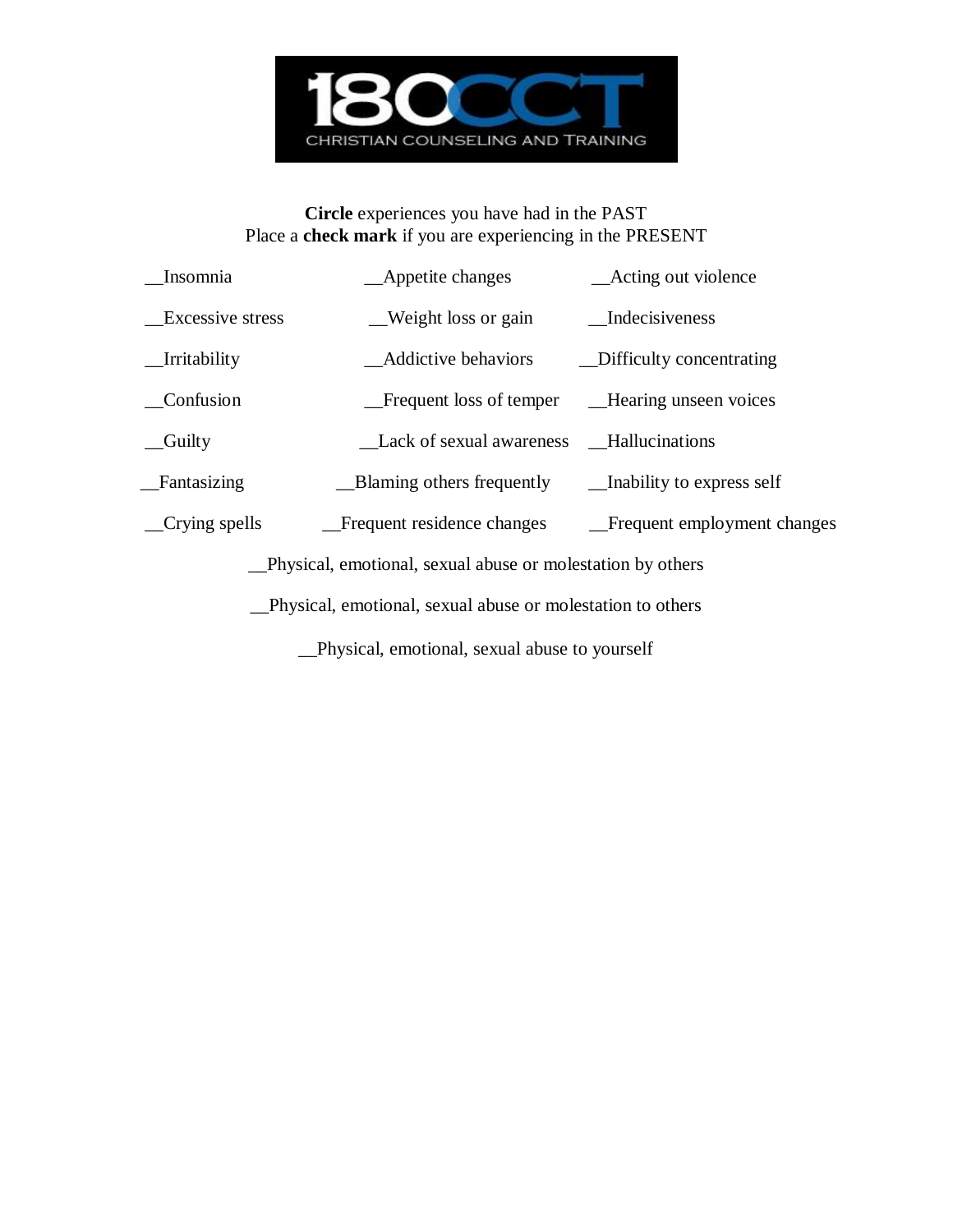180CCT
CHRISTIAN COUNSELING AND TRAINING

**Circle** experiences you have had in the PAST
Place a **check mark** if you are experiencing in the PRESENT

| | | |
|---|---|---|
| __Insomnia | __Appetite changes | __Acting out violence |
| __Excessive stress | __Weight loss or gain | __Indecisiveness |
| __Irritability | __Addictive behaviors | __Difficulty concentrating |
| __Confusion | __Frequent loss of temper | __Hearing unseen voices |
| __Guilty | __Lack of sexual awareness | __Hallucinations |
| __Fantasizing | __Blaming others frequently | __Inability to express self |
| __Crying spells | __Frequent residence changes | __Frequent employment changes |

__Physical, emotional, sexual abuse or molestation by others

__Physical, emotional, sexual abuse or molestation to others

__Physical, emotional, sexual abuse to yourself